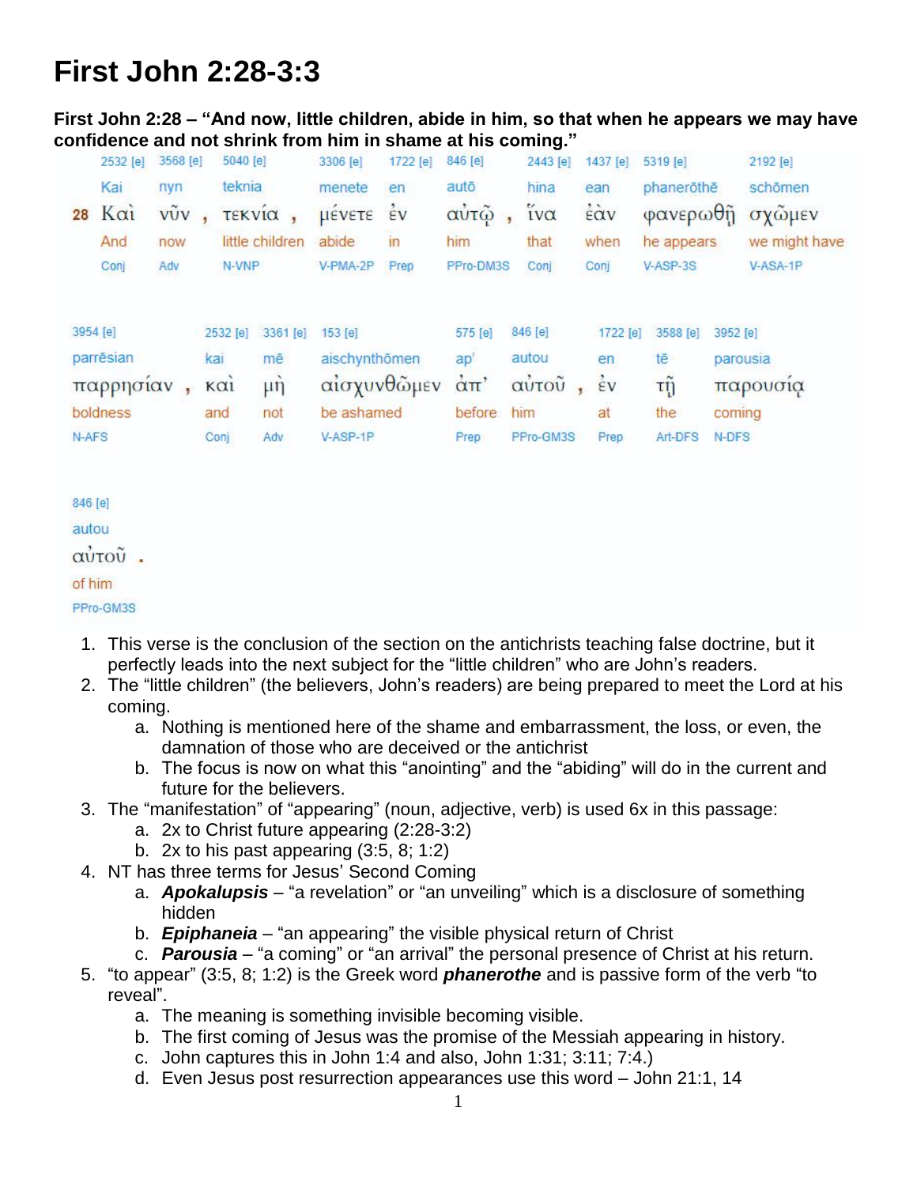# First John 2:28-3:3

**First John 2:28 – "And now, little children, abide in him, so that when he appears we may have confidence and not shrink from him in shame at his coming."**

| 2532 [e] | 3568 [e] | 5040 [e] | 3306 [e] | 1722 [e] | 846 [e] | 2443 [e] | 1437 [e] | 5319 [e] | 2192 [e] |
|---|---|---|---|---|---|---|---|---|---|
| Kai | nyn | teknia | menete | en | autō | hina | ean | phanerōthē | schōmen |
| 28 Καὶ | νῦν , | τεκνία , | μένετε | ἐν | αὐτῷ , | ἵνα | ἐὰν | φανερωθῇ | σχῶμεν |
| And | now | little children | abide | in | him | that | when | he appears | we might have |
| Conj | Adv | N-VNP | V-PMA-2P | Prep | PPro-DM3S | Conj | Conj | V-ASP-3S | V-ASA-1P |

| 3954 [e] | 2532 [e] | 3361 [e] | 153 [e] | 575 [e] | 846 [e] | 1722 [e] | 3588 [e] | 3952 [e] |
|---|---|---|---|---|---|---|---|---|
| parrēsian | kai | mē | aischynthōmen | ap' | autou | en | tē | parousia |
| παρρησίαν , | καὶ | μὴ | αἰσχυνθῶμεν | ἀπ' | αὐτοῦ , | ἐν | τῇ | παρουσίᾳ |
| boldness | and | not | be ashamed | before | him | at | the | coming |
| N-AFS | Conj | Adv | V-ASP-1P | Prep | PPro-GM3S | Prep | Art-DFS | N-DFS |

| 846 [e] |
|---|
| autou |
| αὐτοῦ . |
| of him |
| PPro-GM3S |

1. This verse is the conclusion of the section on the antichrists teaching false doctrine, but it perfectly leads into the next subject for the "little children" who are John's readers.
2. The "little children" (the believers, John's readers) are being prepared to meet the Lord at his coming.
   a. Nothing is mentioned here of the shame and embarrassment, the loss, or even, the damnation of those who are deceived or the antichrist
   b. The focus is now on what this "anointing" and the "abiding" will do in the current and future for the believers.
3. The "manifestation" of "appearing" (noun, adjective, verb) is used 6x in this passage:
   a. 2x to Christ future appearing (2:28-3:2)
   b. 2x to his past appearing (3:5, 8; 1:2)
4. NT has three terms for Jesus' Second Coming
   a. ***Apokalupsis*** – "a revelation" or "an unveiling" which is a disclosure of something hidden
   b. ***Epiphaneia*** – "an appearing" the visible physical return of Christ
   c. ***Parousia*** – "a coming" or "an arrival" the personal presence of Christ at his return.
5. "to appear" (3:5, 8; 1:2) is the Greek word ***phanerothe*** and is passive form of the verb "to reveal".
   a. The meaning is something invisible becoming visible.
   b. The first coming of Jesus was the promise of the Messiah appearing in history.
   c. John captures this in John 1:4 and also, John 1:31; 3:11; 7:4.)
   d. Even Jesus post resurrection appearances use this word – John 21:1, 14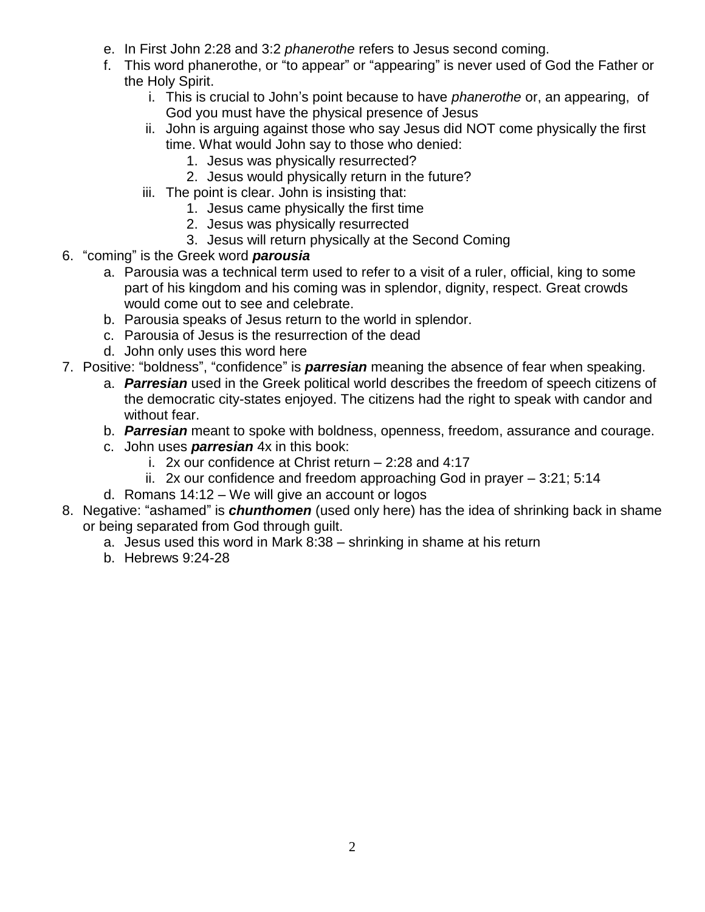e. In First John 2:28 and 3:2 *phanerothe* refers to Jesus second coming.
   f. This word phanerothe, or "to appear" or "appearing" is never used of God the Father or the Holy Spirit.
      i. This is crucial to John's point because to have *phanerothe* or, an appearing, of God you must have the physical presence of Jesus
      ii. John is arguing against those who say Jesus did NOT come physically the first time. What would John say to those who denied:
         1. Jesus was physically resurrected?
         2. Jesus would physically return in the future?
      iii. The point is clear. John is insisting that:
         1. Jesus came physically the first time
         2. Jesus was physically resurrected
         3. Jesus will return physically at the Second Coming

6. "coming" is the Greek word ***parousia***
   a. Parousia was a technical term used to refer to a visit of a ruler, official, king to some part of his kingdom and his coming was in splendor, dignity, respect. Great crowds would come out to see and celebrate.
   b. Parousia speaks of Jesus return to the world in splendor.
   c. Parousia of Jesus is the resurrection of the dead
   d. John only uses this word here

7. Positive: "boldness", "confidence" is ***parresian*** meaning the absence of fear when speaking.
   a. ***Parresian*** used in the Greek political world describes the freedom of speech citizens of the democratic city-states enjoyed. The citizens had the right to speak with candor and without fear.
   b. ***Parresian*** meant to spoke with boldness, openness, freedom, assurance and courage.
   c. John uses ***parresian*** 4x in this book:
      i. 2x our confidence at Christ return – 2:28 and 4:17
      ii. 2x our confidence and freedom approaching God in prayer – 3:21; 5:14
   d. Romans 14:12 – We will give an account or logos

8. Negative: "ashamed" is ***chunthomen*** (used only here) has the idea of shrinking back in shame or being separated from God through guilt.
   a. Jesus used this word in Mark 8:38 – shrinking in shame at his return
   b. Hebrews 9:24-28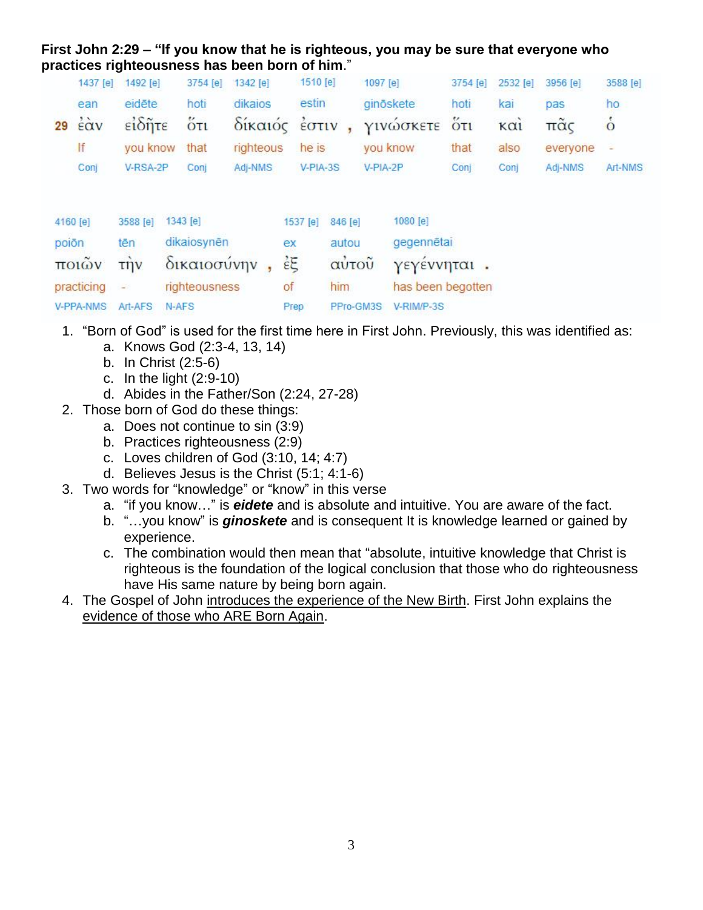**First John 2:29 – “If you know that he is righteous, you may be sure that everyone who practices righteousness has been born of him.”**

| | 1437 [e] | 1492 [e] | 3754 [e] | 1342 [e] | 1510 [e] | 1097 [e] | 3754 [e] | 2532 [e] | 3956 [e] | 3588 [e] |
|---|---|---|---|---|---|---|---|---|---|---|
| | ean | eidēte | hoti | dikaios | estin | ginōskete | hoti | kai | pas | ho |
| **29** | ἐὰν | εἰδῆτε | ὅτι | δίκαιός | ἐστιν , | γινώσκετε | ὅτι | καὶ | πᾶς | ὁ |
| | If | you know | that | righteous | he is | you know | that | also | everyone | - |
| | Conj | V-RSA-2P | Conj | Adj-NMS | V-PIA-3S | V-PIA-2P | Conj | Conj | Adj-NMS | Art-NMS |

| 4160 [e] | 3588 [e] | 1343 [e] | 1537 [e] | 846 [e] | 1080 [e] |
|---|---|---|---|---|---|
| poiōn | tēn | dikaiosynēn | ex | autou | gegennētai |
| ποιῶν | τὴν | δικαιοσύνην , | ἐξ | αὐτοῦ | γεγέννηται . |
| practicing | - | righteousness | of | him | has been begotten |
| V-PPA-NMS | Art-AFS | N-AFS | Prep | PPro-GM3S | V-RIM/P-3S |

1. “Born of God” is used for the first time here in First John. Previously, this was identified as:
   a. Knows God (2:3-4, 13, 14)
   b. In Christ (2:5-6)
   c. In the light (2:9-10)
   d. Abides in the Father/Son (2:24, 27-28)
2. Those born of God do these things:
   a. Does not continue to sin (3:9)
   b. Practices righteousness (2:9)
   c. Loves children of God (3:10, 14; 4:7)
   d. Believes Jesus is the Christ (5:1; 4:1-6)
3. Two words for “knowledge” or “know” in this verse
   a. “if you know…” is ***eidete*** and is absolute and intuitive. You are aware of the fact.
   b. “…you know” is ***ginoskete*** and is consequent It is knowledge learned or gained by experience.
   c. The combination would then mean that “absolute, intuitive knowledge that Christ is righteous is the foundation of the logical conclusion that those who do righteousness have His same nature by being born again.
4. The Gospel of John introduces the experience of the New Birth. First John explains the evidence of those who ARE Born Again.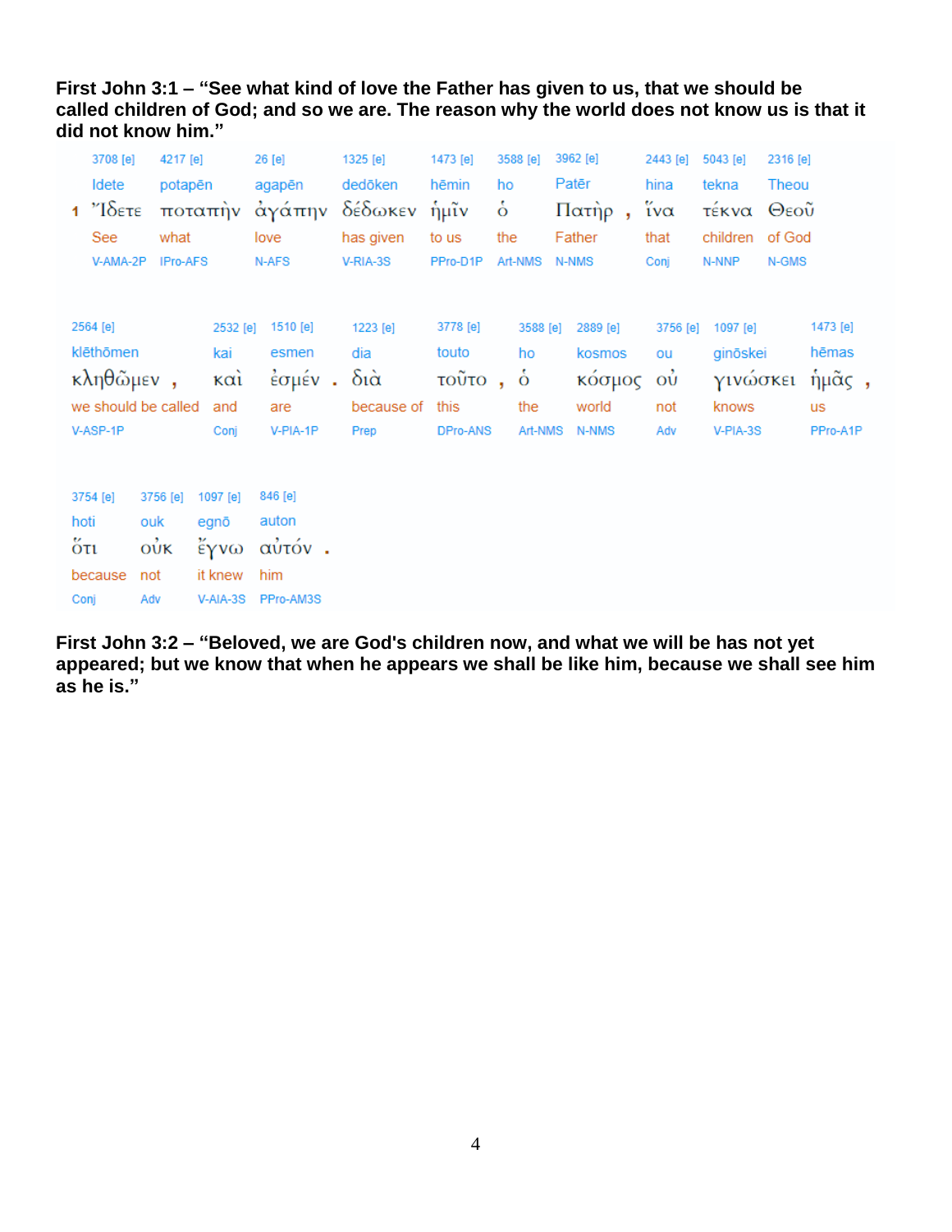**First John 3:1 – "See what kind of love the Father has given to us, that we should be called children of God; and so we are. The reason why the world does not know us is that it did not know him."**

| | 3708 [e] | 4217 [e] | 26 [e] | 1325 [e] | 1473 [e] | 3588 [e] | 3962 [e] | | 2443 [e] | 5043 [e] | 2316 [e] |
|---|---|---|---|---|---|---|---|---|---|---|---|
| | Idete | potapēn | agapēn | dedōken | hēmin | ho | Patēr | | hina | tekna | Theou |
| 1 | Ἴδετε | ποταπὴν | ἀγάπην | δέδωκεν | ἡμῖν | ὁ | Πατὴρ | , | ἵνα | τέκνα | Θεοῦ |
| | See | what | love | has given | to us | the | Father | | that | children | of God |
| | V-AMA-2P | IPro-AFS | N-AFS | V-RIA-3S | PPro-D1P | Art-NMS | N-NMS | | Conj | N-NNP | N-GMS |

| 2564 [e] | | 2532 [e] | 1510 [e] | | 1223 [e] | 3778 [e] | | 3588 [e] | 2889 [e] | 3756 [e] | 1097 [e] | 1473 [e] | |
|---|---|---|---|---|---|---|---|---|---|---|---|---|---|
| klēthōmen | | kai | esmen | | dia | touto | | ho | kosmos | ou | ginōskei | hēmas | |
| κληθῶμεν | , | καὶ | ἐσμέν | . | διὰ | τοῦτο | , | ὁ | κόσμος | οὐ | γινώσκει | ἡμᾶς | , |
| we should be called | | and | are | | because of | this | | the | world | not | knows | us | |
| V-ASP-1P | | Conj | V-PIA-1P | | Prep | DPro-ANS | | Art-NMS | N-NMS | Adv | V-PIA-3S | PPro-A1P | |

| 3754 [e] | 3756 [e] | 1097 [e] | 846 [e] | |
|---|---|---|---|---|
| hoti | ouk | egnō | auton | |
| ὅτι | οὐκ | ἔγνω | αὐτόν | . |
| because | not | it knew | him | |
| Conj | Adv | V-AIA-3S | PPro-AM3S | |

**First John 3:2 – "Beloved, we are God's children now, and what we will be has not yet appeared; but we know that when he appears we shall be like him, because we shall see him as he is."**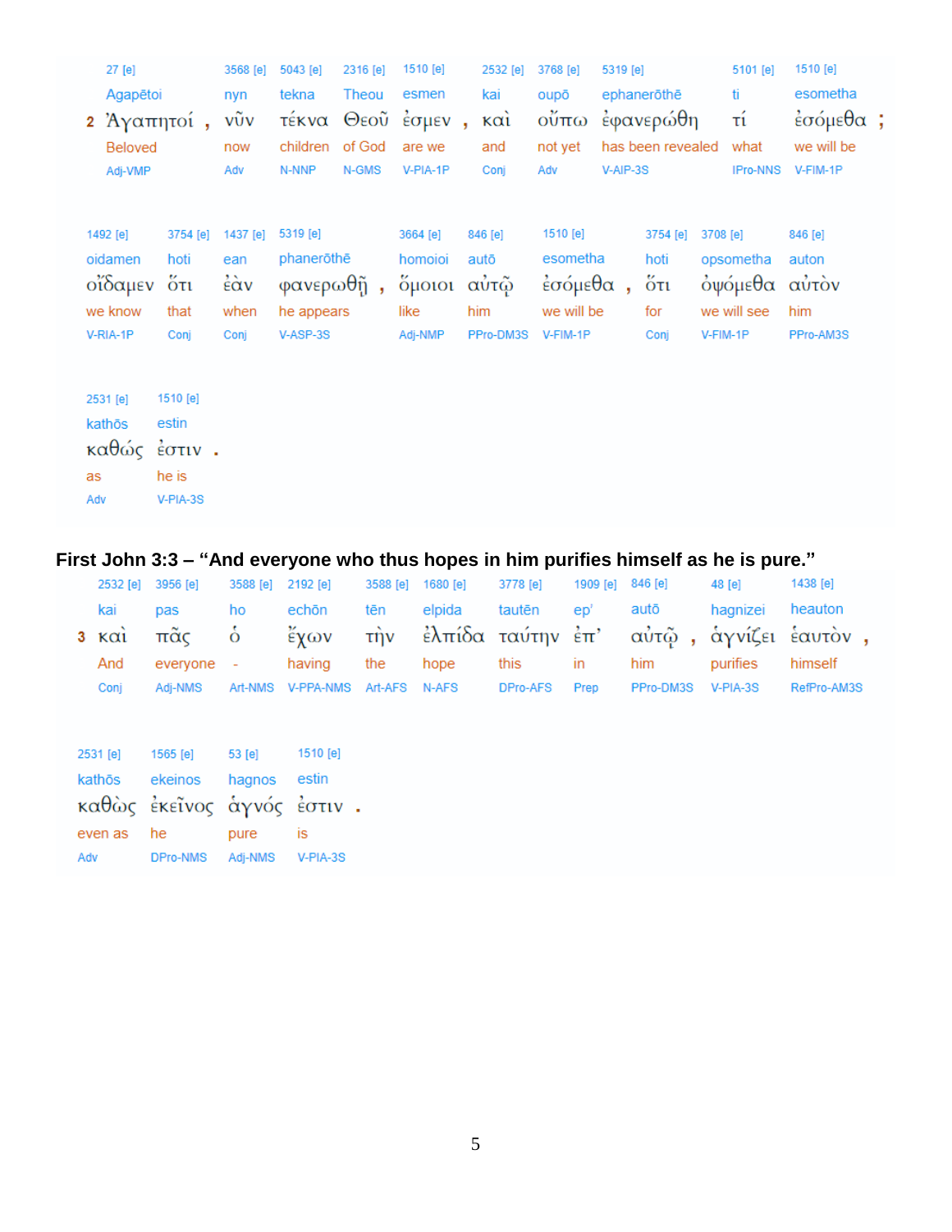| | | | | | | | | | | |
|---|---|---|---|---|---|---|---|---|---|---|
| | 27 [e] | 3568 [e] | 5043 [e] | 2316 [e] | 1510 [e] | 2532 [e] | 3768 [e] | 5319 [e] | 5101 [e] | 1510 [e] |
| | Agapētoi | nyn | tekna | Theou | esmen | kai | oupō | ephanerōthē | ti | esometha |
| 2 | Ἀγαπητοί , | νῦν | τέκνα | Θεοῦ | ἐσμεν , | καὶ | οὔπω | ἐφανερώθη | τί | ἐσόμεθα ; |
| | Beloved | now | children | of God | are we | and | not yet | has been revealed | what | we will be |
| | Adj-VMP | Adv | N-NNP | N-GMS | V-PIA-1P | Conj | Adv | V-AIP-3S | IPro-NNS | V-FIM-1P |

| | | | | | | | | | |
|---|---|---|---|---|---|---|---|---|---|
| 1492 [e] | 3754 [e] | 1437 [e] | 5319 [e] | 3664 [e] | 846 [e] | 1510 [e] | 3754 [e] | 3708 [e] | 846 [e] |
| oidamen | hoti | ean | phanerōthē | homoioi | autō | esometha | hoti | opsometha | auton |
| οἴδαμεν | ὅτι | ἐὰν | φανερωθῇ , | ὅμοιοι | αὐτῷ | ἐσόμεθα , | ὅτι | ὀψόμεθα | αὐτὸν |
| we know | that | when | he appears | like | him | we will be | for | we will see | him |
| V-RIA-1P | Conj | Conj | V-ASP-3S | Adj-NMP | PPro-DM3S | V-FIM-1P | Conj | V-FIM-1P | PPro-AM3S |

| | |
|---|---|
| 2531 [e] | 1510 [e] |
| kathōs | estin |
| καθώς | ἐστιν . |
| as | he is |
| Adv | V-PIA-3S |

**First John 3:3 – "And everyone who thus hopes in him purifies himself as he is pure."**

| | | | | | | | | | | | | |
|---|---|---|---|---|---|---|---|---|---|---|---|---|
| | 2532 [e] | 3956 [e] | 3588 [e] | 2192 [e] | 3588 [e] | 1680 [e] | 3778 [e] | 1909 [e] | 846 [e] | 48 [e] | 1438 [e] |
| | kai | pas | ho | echōn | tēn | elpida | tautēn | ep' | autō | hagnizei | heauton |
| 3 | καὶ | πᾶς | ὁ | ἔχων | τὴν | ἐλπίδα | ταύτην | ἐπ' | αὐτῷ , | ἁγνίζει | ἑαυτὸν , |
| | And | everyone | - | having | the | hope | this | in | him | purifies | himself |
| | Conj | Adj-NMS | Art-NMS | V-PPA-NMS | Art-AFS | N-AFS | DPro-AFS | Prep | PPro-DM3S | V-PIA-3S | RefPro-AM3S |

| | | | |
|---|---|---|---|
| 2531 [e] | 1565 [e] | 53 [e] | 1510 [e] |
| kathōs | ekeinos | hagnos | estin |
| καθὼς | ἐκεῖνος | ἁγνός | ἐστιν . |
| even as | he | pure | is |
| Adv | DPro-NMS | Adj-NMS | V-PIA-3S |